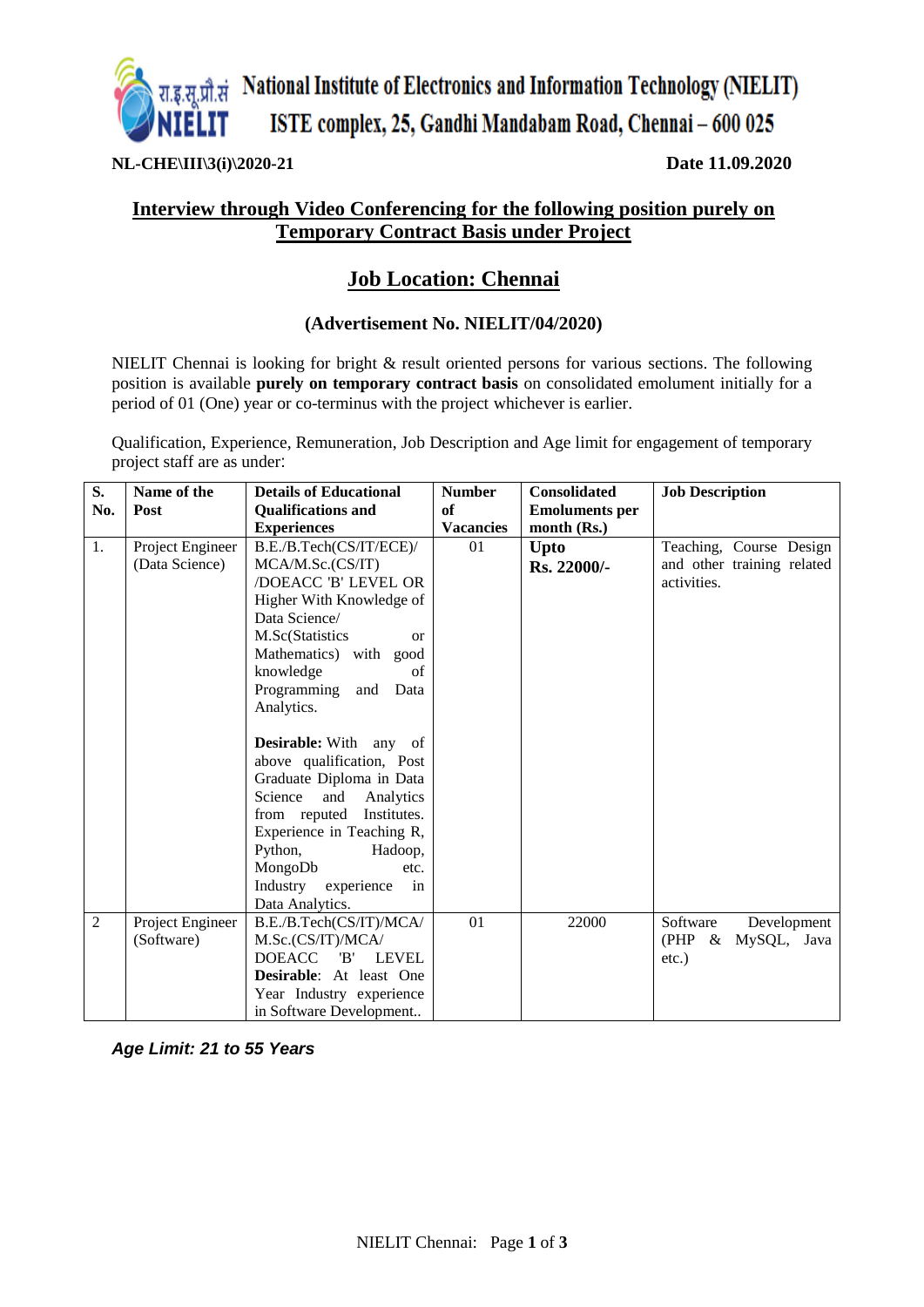# National Institute of Electronics and Information Technology (NIELIT)
## ISTE complex, 25, Gandhi Mandabam Road, Chennai – 600 025

**NL-CHE\III\3(i)\2020-21** **Date 11.09.2020**

## Interview through Video Conferencing for the following position purely on Temporary Contract Basis under Project

## Job Location: Chennai

### (Advertisement No. NIELIT/04/2020)

NIELIT Chennai is looking for bright & result oriented persons for various sections. The following position is available **purely on temporary contract basis** on consolidated emolument initially for a period of 01 (One) year or co-terminus with the project whichever is earlier.

Qualification, Experience, Remuneration, Job Description and Age limit for engagement of temporary project staff are as under:

| S. No. | Name of the Post | Details of Educational Qualifications and Experiences | Number of Vacancies | Consolidated Emoluments per month (Rs.) | Job Description |
|---|---|---|---|---|---|
| 1. | Project Engineer (Data Science) | B.E./B.Tech(CS/IT/ECE)/ MCA/M.Sc.(CS/IT) /DOEACC 'B' LEVEL OR Higher With Knowledge of Data Science/ M.Sc(Statistics or Mathematics) with good knowledge of Programming and Data Analytics.<br><br>**Desirable:** With any of above qualification, Post Graduate Diploma in Data Science and Analytics from reputed Institutes. Experience in Teaching R, Python, Hadoop, MongoDb etc. Industry experience in Data Analytics. | 01 | **Upto Rs. 22000/-** | Teaching, Course Design and other training related activities. |
| 2 | Project Engineer (Software) | B.E./B.Tech(CS/IT)/MCA/ M.Sc.(CS/IT)/MCA/ DOEACC 'B' LEVEL **Desirable**: At least One Year Industry experience in Software Development.. | 01 | 22000 | Software Development (PHP & MySQL, Java etc.) |

***Age Limit: 21 to 55 Years***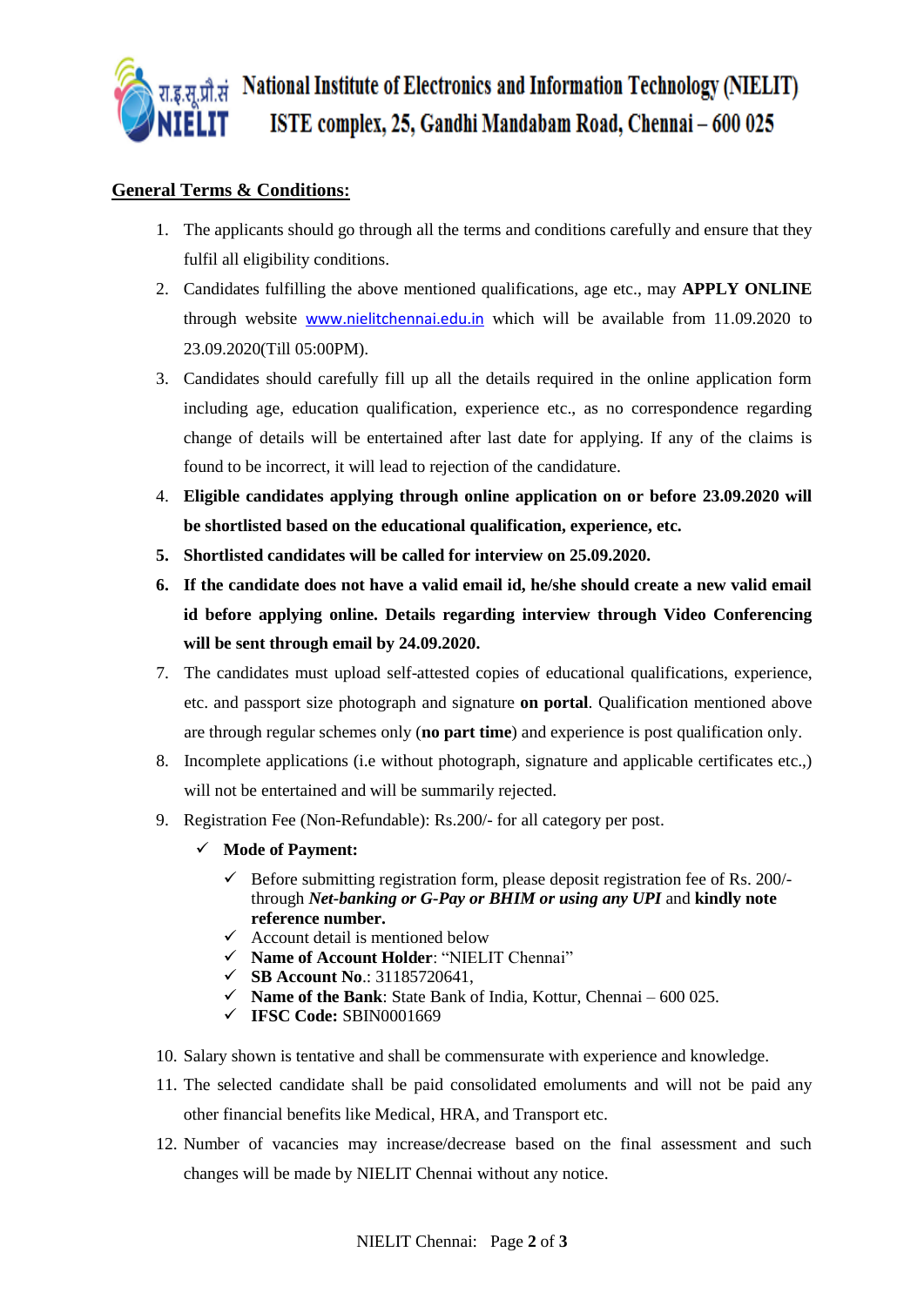**National Institute of Electronics and Information Technology (NIELIT)**
**ISTE complex, 25, Gandhi Mandabam Road, Chennai – 600 025**

## General Terms & Conditions:

1. The applicants should go through all the terms and conditions carefully and ensure that they fulfil all eligibility conditions.
2. Candidates fulfilling the above mentioned qualifications, age etc., may **APPLY ONLINE** through website www.nielitchennai.edu.in which will be available from 11.09.2020 to 23.09.2020(Till 05:00PM).
3. Candidates should carefully fill up all the details required in the online application form including age, education qualification, experience etc., as no correspondence regarding change of details will be entertained after last date for applying. If any of the claims is found to be incorrect, it will lead to rejection of the candidature.
4. **Eligible candidates applying through online application on or before 23.09.2020 will be shortlisted based on the educational qualification, experience, etc.**
5. **Shortlisted candidates will be called for interview on 25.09.2020.**
6. **If the candidate does not have a valid email id, he/she should create a new valid email id before applying online. Details regarding interview through Video Conferencing will be sent through email by 24.09.2020.**
7. The candidates must upload self-attested copies of educational qualifications, experience, etc. and passport size photograph and signature **on portal**. Qualification mentioned above are through regular schemes only (**no part time**) and experience is post qualification only.
8. Incomplete applications (i.e without photograph, signature and applicable certificates etc.,) will not be entertained and will be summarily rejected.
9. Registration Fee (Non-Refundable): Rs.200/- for all category per post.
   - ✓ **Mode of Payment:**
     - ✓ Before submitting registration form, please deposit registration fee of Rs. 200/- through ***Net-banking or G-Pay or BHIM or using any UPI*** and **kindly note reference number.**
     - ✓ Account detail is mentioned below
     - ✓ **Name of Account Holder**: "NIELIT Chennai"
     - ✓ **SB Account No**.: 31185720641,
     - ✓ **Name of the Bank**: State Bank of India, Kottur, Chennai – 600 025.
     - ✓ **IFSC Code:** SBIN0001669
10. Salary shown is tentative and shall be commensurate with experience and knowledge.
11. The selected candidate shall be paid consolidated emoluments and will not be paid any other financial benefits like Medical, HRA, and Transport etc.
12. Number of vacancies may increase/decrease based on the final assessment and such changes will be made by NIELIT Chennai without any notice.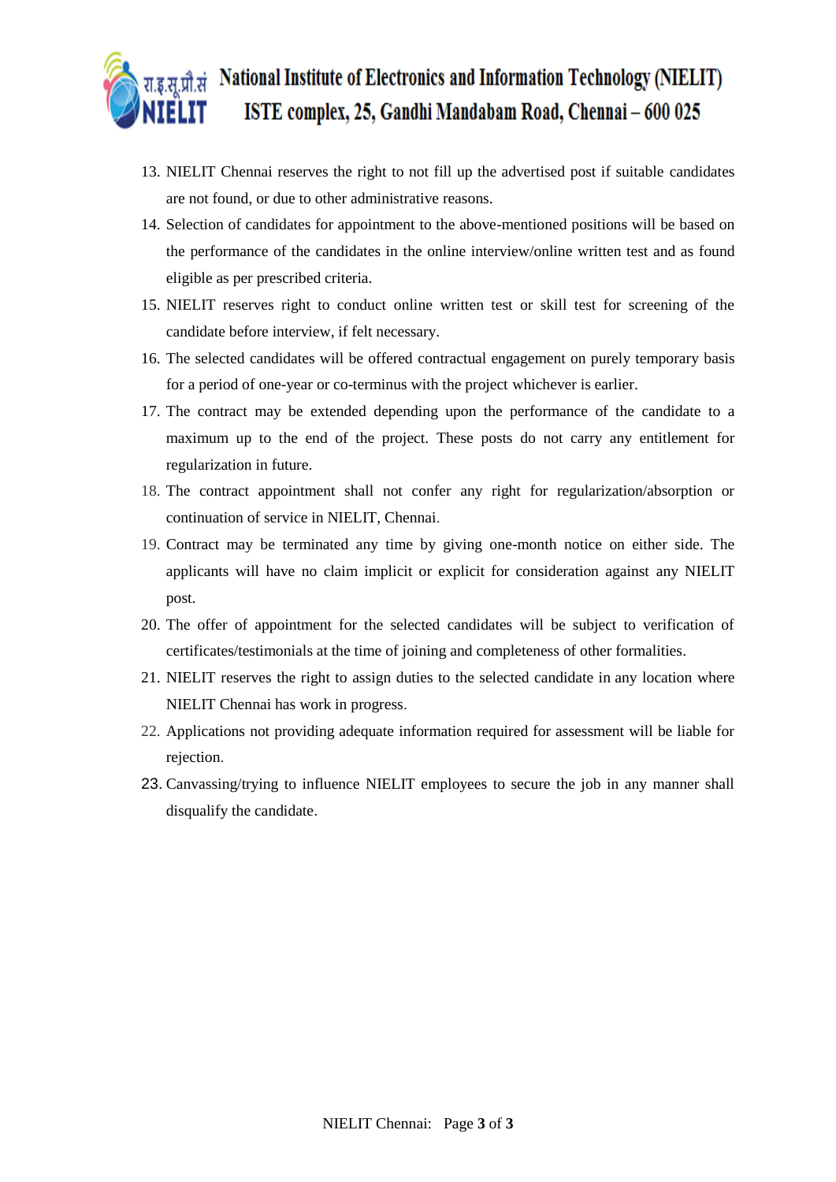13. NIELIT Chennai reserves the right to not fill up the advertised post if suitable candidates are not found, or due to other administrative reasons.
14. Selection of candidates for appointment to the above-mentioned positions will be based on the performance of the candidates in the online interview/online written test and as found eligible as per prescribed criteria.
15. NIELIT reserves right to conduct online written test or skill test for screening of the candidate before interview, if felt necessary.
16. The selected candidates will be offered contractual engagement on purely temporary basis for a period of one-year or co-terminus with the project whichever is earlier.
17. The contract may be extended depending upon the performance of the candidate to a maximum up to the end of the project. These posts do not carry any entitlement for regularization in future.
18. The contract appointment shall not confer any right for regularization/absorption or continuation of service in NIELIT, Chennai.
19. Contract may be terminated any time by giving one-month notice on either side. The applicants will have no claim implicit or explicit for consideration against any NIELIT post.
20. The offer of appointment for the selected candidates will be subject to verification of certificates/testimonials at the time of joining and completeness of other formalities.
21. NIELIT reserves the right to assign duties to the selected candidate in any location where NIELIT Chennai has work in progress.
22. Applications not providing adequate information required for assessment will be liable for rejection.
23. Canvassing/trying to influence NIELIT employees to secure the job in any manner shall disqualify the candidate.